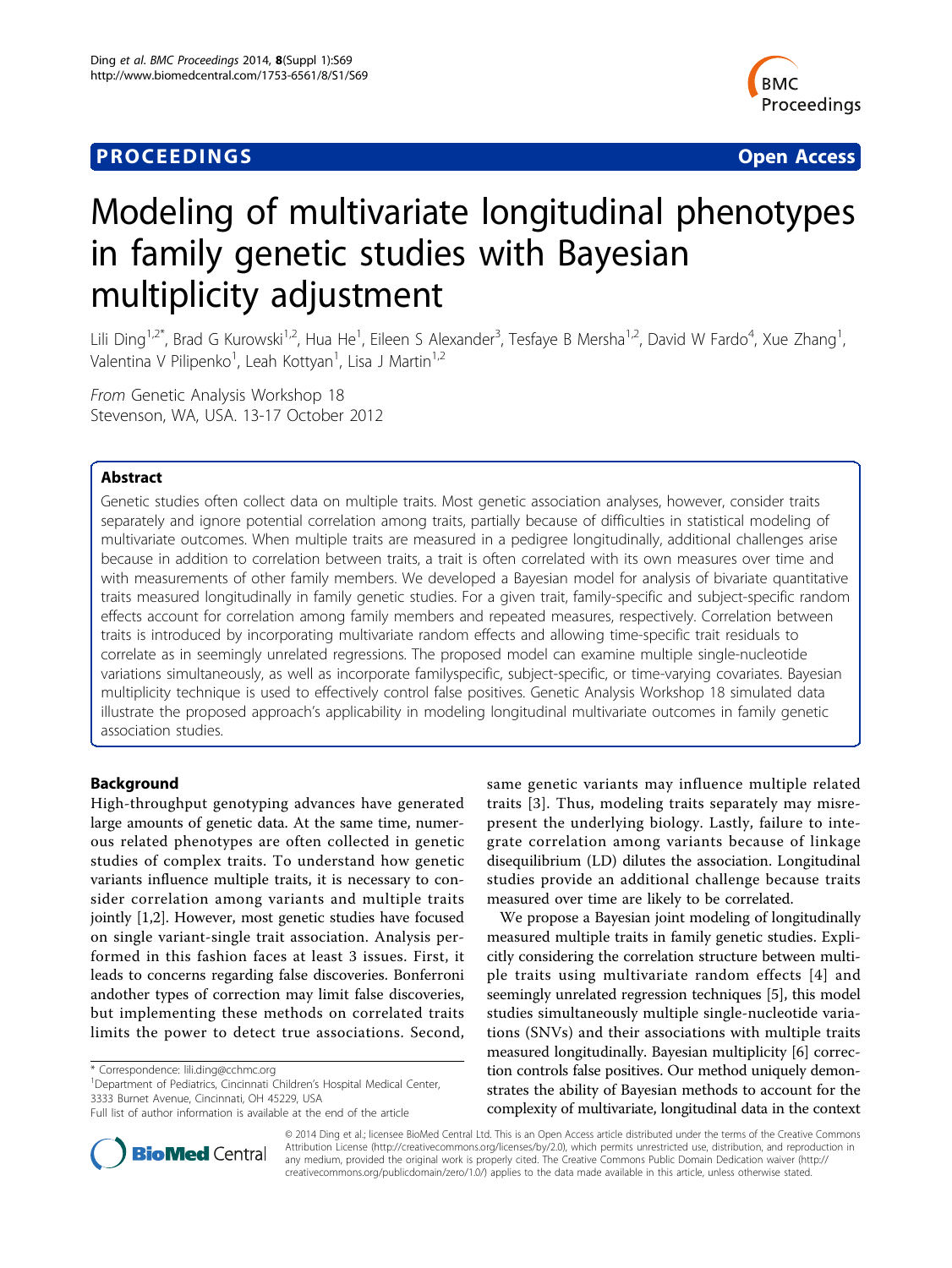**PROCEEDINGS** **Open Access**

# Modeling of multivariate longitudinal phenotypes in family genetic studies with Bayesian multiplicity adjustment

Lili Ding[1,2*], Brad G Kurowski[1,2], Hua He[1], Eileen S Alexander[3], Tesfaye B Mersha[1,2], David W Fardo[4], Xue Zhang[1], Valentina V Pilipenko[1], Leah Kottyan[1], Lisa J Martin[1,2]

*From* Genetic Analysis Workshop 18
Stevenson, WA, USA. 13-17 October 2012

## Abstract

Genetic studies often collect data on multiple traits. Most genetic association analyses, however, consider traits separately and ignore potential correlation among traits, partially because of difficulties in statistical modeling of multivariate outcomes. When multiple traits are measured in a pedigree longitudinally, additional challenges arise because in addition to correlation between traits, a trait is often correlated with its own measures over time and with measurements of other family members. We developed a Bayesian model for analysis of bivariate quantitative traits measured longitudinally in family genetic studies. For a given trait, family-specific and subject-specific random effects account for correlation among family members and repeated measures, respectively. Correlation between traits is introduced by incorporating multivariate random effects and allowing time-specific trait residuals to correlate as in seemingly unrelated regressions. The proposed model can examine multiple single-nucleotide variations simultaneously, as well as incorporate familyspecific, subject-specific, or time-varying covariates. Bayesian multiplicity technique is used to effectively control false positives. Genetic Analysis Workshop 18 simulated data illustrate the proposed approach's applicability in modeling longitudinal multivariate outcomes in family genetic association studies.

## Background

High-throughput genotyping advances have generated large amounts of genetic data. At the same time, numerous related phenotypes are often collected in genetic studies of complex traits. To understand how genetic variants influence multiple traits, it is necessary to consider correlation among variants and multiple traits jointly [1,2]. However, most genetic studies have focused on single variant-single trait association. Analysis performed in this fashion faces at least 3 issues. First, it leads to concerns regarding false discoveries. Bonferroni andother types of correction may limit false discoveries, but implementing these methods on correlated traits limits the power to detect true associations. Second, same genetic variants may influence multiple related traits [3]. Thus, modeling traits separately may misrepresent the underlying biology. Lastly, failure to integrate correlation among variants because of linkage disequilibrium (LD) dilutes the association. Longitudinal studies provide an additional challenge because traits measured over time are likely to be correlated.

We propose a Bayesian joint modeling of longitudinally measured multiple traits in family genetic studies. Explicitly considering the correlation structure between multiple traits using multivariate random effects [4] and seemingly unrelated regression techniques [5], this model studies simultaneously multiple single-nucleotide variations (SNVs) and their associations with multiple traits measured longitudinally. Bayesian multiplicity [6] correction controls false positives. Our method uniquely demonstrates the ability of Bayesian methods to account for the complexity of multivariate, longitudinal data in the context

\* Correspondence: lili.ding@cchmc.org
[1]Department of Pediatrics, Cincinnati Children's Hospital Medical Center, 3333 Burnet Avenue, Cincinnati, OH 45229, USA
Full list of author information is available at the end of the article

© 2014 Ding et al.; licensee BioMed Central Ltd. This is an Open Access article distributed under the terms of the Creative Commons Attribution License (http://creativecommons.org/licenses/by/2.0), which permits unrestricted use, distribution, and reproduction in any medium, provided the original work is properly cited. The Creative Commons Public Domain Dedication waiver (http://creativecommons.org/publicdomain/zero/1.0/) applies to the data made available in this article, unless otherwise stated.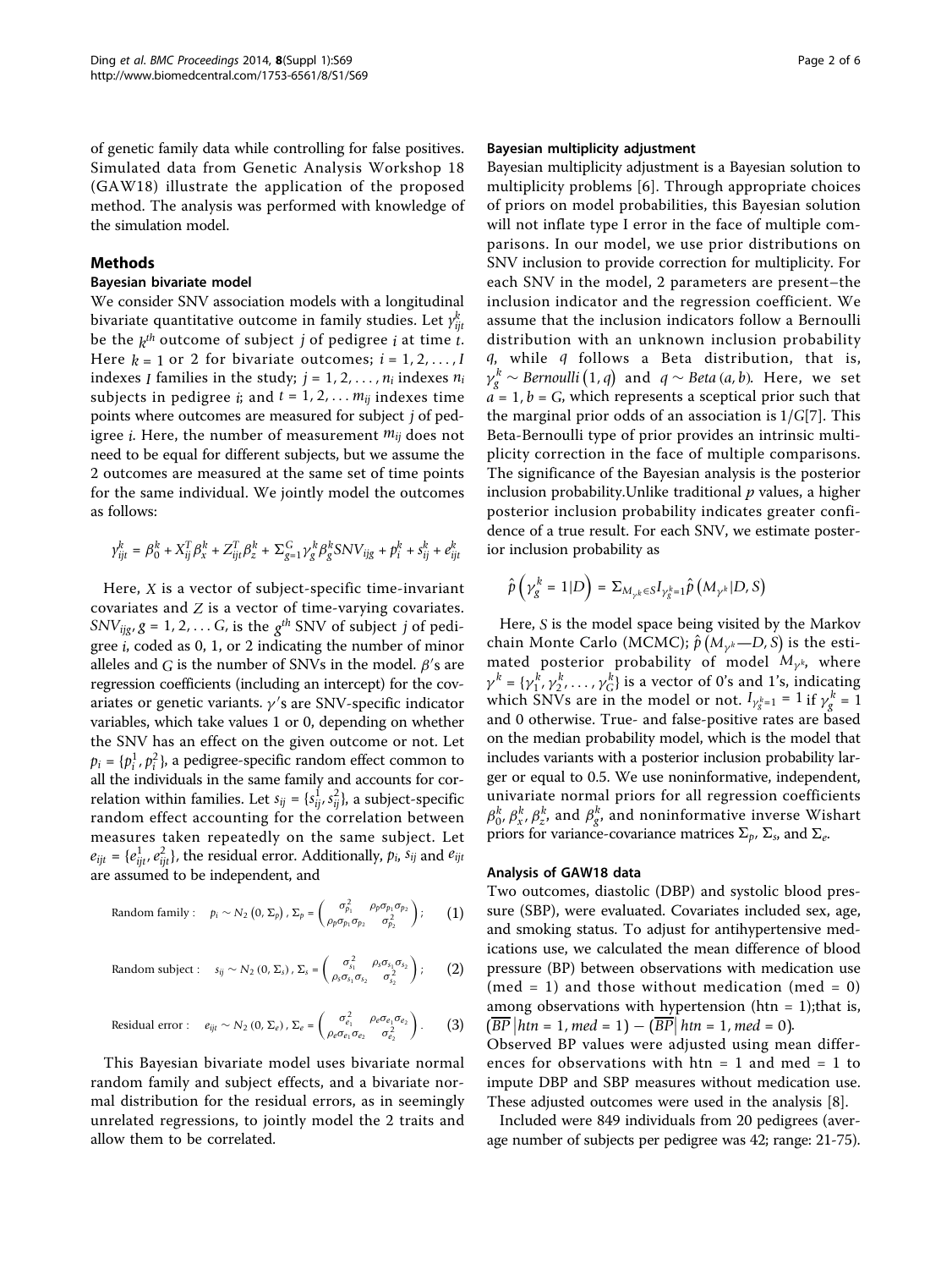of genetic family data while controlling for false positives. Simulated data from Genetic Analysis Workshop 18 (GAW18) illustrate the application of the proposed method. The analysis was performed with knowledge of the simulation model.

## Methods

### Bayesian bivariate model

We consider SNV association models with a longitudinal bivariate quantitative outcome in family studies. Let $y_{ijt}^k$ be the $k^{th}$ outcome of subject $j$ of pedigree $i$ at time $t$. Here $k = 1$ or 2 for bivariate outcomes; $i = 1, 2, \ldots, I$ indexes $I$ families in the study; $j = 1, 2, \ldots, n_i$ indexes $n_i$ subjects in pedigree $i$; and $t = 1, 2, \ldots m_{ij}$ indexes time points where outcomes are measured for subject $j$ of pedigree $i$. Here, the number of measurement $m_{ij}$ does not need to be equal for different subjects, but we assume the 2 outcomes are measured at the same set of time points for the same individual. We jointly model the outcomes as follows:

$$y_{ijt}^k = \beta_0^k + X_{ij}^T\beta_x^k + Z_{ijt}^T\beta_z^k + \Sigma_{g=1}^G \gamma_g^k \beta_g^k SNV_{ijg} + p_i^k + s_{ij}^k + e_{ijt}^k$$

Here, $X$ is a vector of subject-specific time-invariant covariates and $Z$ is a vector of time-varying covariates. $SNV_{ijg}$, $g = 1, 2, \ldots G$, is the $g^{th}$ SNV of subject $j$ of pedigree $i$, coded as 0, 1, or 2 indicating the number of minor alleles and $G$ is the number of SNVs in the model. $\beta$'s are regression coefficients (including an intercept) for the covariates or genetic variants. $\gamma$'s are SNV-specific indicator variables, which take values 1 or 0, depending on whether the SNV has an effect on the given outcome or not. Let $p_i = \{p_i^1, p_i^2\}$, a pedigree-specific random effect common to all the individuals in the same family and accounts for correlation within families. Let $s_{ij} = \{s_{ij}^1, s_{ij}^2\}$, a subject-specific random effect accounting for the correlation between measures taken repeatedly on the same subject. Let $e_{ijt} = \{e_{ijt}^1, e_{ijt}^2\}$, the residual error. Additionally, $p_i$, $s_{ij}$ and $e_{ijt}$ are assumed to be independent, and

$$\text{Random family}: \quad p_i \sim N_2(0, \Sigma_p), \Sigma_p = \begin{pmatrix} \sigma_{p_1}^2 & \rho_p\sigma_{p_1}\sigma_{p_2} \\ \rho_p\sigma_{p_1}\sigma_{p_2} & \sigma_{p_2}^2 \end{pmatrix}; \quad (1)$$

$$\text{Random subject}: \quad s_{ij} \sim N_2(0, \Sigma_s), \Sigma_s = \begin{pmatrix} \sigma_{s_1}^2 & \rho_s\sigma_{s_1}\sigma_{s_2} \\ \rho_s\sigma_{s_1}\sigma_{s_2} & \sigma_{s_2}^2 \end{pmatrix}; \quad (2)$$

$$\text{Residual error}: \quad e_{ijt} \sim N_2(0, \Sigma_e), \Sigma_e = \begin{pmatrix} \sigma_{e_1}^2 & \rho_e\sigma_{e_1}\sigma_{e_2} \\ \rho_e\sigma_{e_1}\sigma_{e_2} & \sigma_{e_2}^2 \end{pmatrix}. \quad (3)$$

This Bayesian bivariate model uses bivariate normal random family and subject effects, and a bivariate normal distribution for the residual errors, as in seemingly unrelated regressions, to jointly model the 2 traits and allow them to be correlated.

### Bayesian multiplicity adjustment

Bayesian multiplicity adjustment is a Bayesian solution to multiplicity problems [6]. Through appropriate choices of priors on model probabilities, this Bayesian solution will not inflate type I error in the face of multiple comparisons. In our model, we use prior distributions on SNV inclusion to provide correction for multiplicity. For each SNV in the model, 2 parameters are present–the inclusion indicator and the regression coefficient. We assume that the inclusion indicators follow a Bernoulli distribution with an unknown inclusion probability $q$, while $q$ follows a Beta distribution, that is, $\gamma_g^k \sim Bernoulli(1, q)$ and $q \sim Beta(a, b)$. Here, we set $a = 1, b = G$, which represents a sceptical prior such that the marginal prior odds of an association is $1/G$[7]. This Beta-Bernoulli type of prior provides an intrinsic multiplicity correction in the face of multiple comparisons. The significance of the Bayesian analysis is the posterior inclusion probability.Unlike traditional $p$ values, a higher posterior inclusion probability indicates greater confidence of a true result. For each SNV, we estimate posterior inclusion probability as

$$\hat{p}\left(\gamma_g^k = 1|D\right) = \Sigma_{M_{\gamma^k} \in S} I_{\gamma_g^k = 1} \hat{p}\left(M_{\gamma^k}|D, S\right)$$

Here, $S$ is the model space being visited by the Markov chain Monte Carlo (MCMC); $\hat{p}(M_{\gamma^k}—D, S)$ is the estimated posterior probability of model $M_{\gamma^k}$, where $\gamma^k = \{\gamma_1^k, \gamma_2^k, \ldots, \gamma_G^k\}$ is a vector of 0's and 1's, indicating which SNVs are in the model or not. $I_{\gamma_g^k=1} = 1$ if $\gamma_g^k = 1$ and 0 otherwise. True- and false-positive rates are based on the median probability model, which is the model that includes variants with a posterior inclusion probability larger or equal to 0.5. We use noninformative, independent, univariate normal priors for all regression coefficients $\beta_0^k, \beta_x^k, \beta_z^k$, and $\beta_g^k$, and noninformative inverse Wishart priors for variance-covariance matrices $\Sigma_p$, $\Sigma_s$, and $\Sigma_e$.

### Analysis of GAW18 data

Two outcomes, diastolic (DBP) and systolic blood pressure (SBP), were evaluated. Covariates included sex, age, and smoking status. To adjust for antihypertensive medications use, we calculated the mean difference of blood pressure (BP) between observations with medication use (med = 1) and those without medication (med = 0) among observations with hypertension (htn = 1);that is, $\left(\overline{BP}\,|htn = 1, med = 1\right) - \left(\overline{BP}|\,htn = 1, med = 0\right)$. Observed BP values were adjusted using mean differences for observations with htn = 1 and med = 1 to impute DBP and SBP measures without medication use. These adjusted outcomes were used in the analysis [8].

Included were 849 individuals from 20 pedigrees (average number of subjects per pedigree was 42; range: 21-75).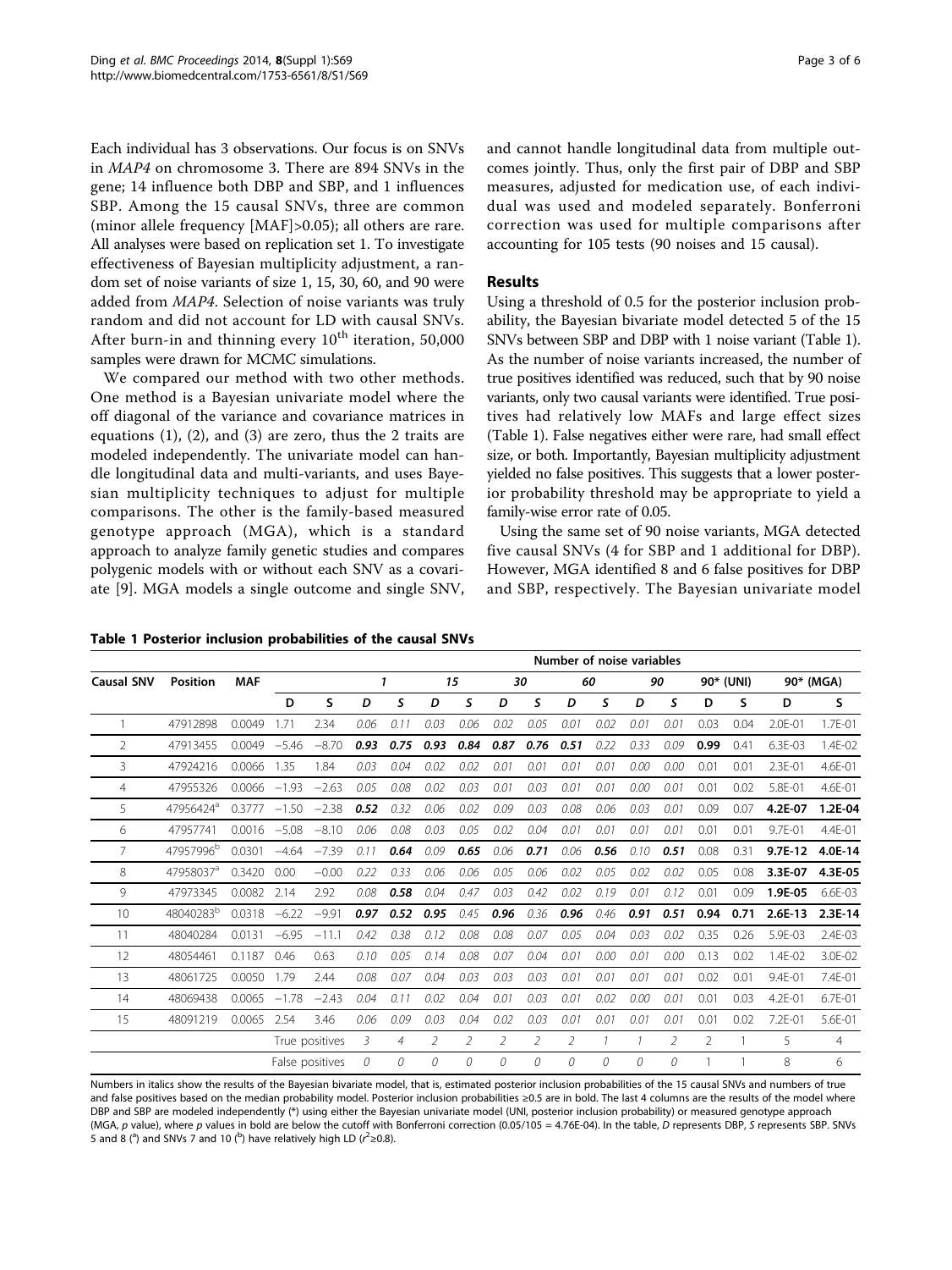Each individual has 3 observations. Our focus is on SNVs in *MAP4* on chromosome 3. There are 894 SNVs in the gene; 14 influence both DBP and SBP, and 1 influences SBP. Among the 15 causal SNVs, three are common (minor allele frequency [MAF]>0.05); all others are rare. All analyses were based on replication set 1. To investigate effectiveness of Bayesian multiplicity adjustment, a random set of noise variants of size 1, 15, 30, 60, and 90 were added from *MAP4*. Selection of noise variants was truly random and did not account for LD with causal SNVs. After burn-in and thinning every $10^{th}$ iteration, 50,000 samples were drawn for MCMC simulations.

We compared our method with two other methods. One method is a Bayesian univariate model where the off diagonal of the variance and covariance matrices in equations (1), (2), and (3) are zero, thus the 2 traits are modeled independently. The univariate model can handle longitudinal data and multi-variants, and uses Bayesian multiplicity techniques to adjust for multiple comparisons. The other is the family-based measured genotype approach (MGA), which is a standard approach to analyze family genetic studies and compares polygenic models with or without each SNV as a covariate [9]. MGA models a single outcome and single SNV, and cannot handle longitudinal data from multiple outcomes jointly. Thus, only the first pair of DBP and SBP measures, adjusted for medication use, of each individual was used and modeled separately. Bonferroni correction was used for multiple comparisons after accounting for 105 tests (90 noises and 15 causal).

## Results

Using a threshold of 0.5 for the posterior inclusion probability, the Bayesian bivariate model detected 5 of the 15 SNVs between SBP and DBP with 1 noise variant (Table 1). As the number of noise variants increased, the number of true positives identified was reduced, such that by 90 noise variants, only two causal variants were identified. True positives had relatively low MAFs and large effect sizes (Table 1). False negatives either were rare, had small effect size, or both. Importantly, Bayesian multiplicity adjustment yielded no false positives. This suggests that a lower posterior probability threshold may be appropriate to yield a family-wise error rate of 0.05.

Using the same set of 90 noise variants, MGA detected five causal SNVs (4 for SBP and 1 additional for DBP). However, MGA identified 8 and 6 false positives for DBP and SBP, respectively. The Bayesian univariate model

**Table 1 Posterior inclusion probabilities of the causal SNVs**

| Causal SNV | Position | MAF | | | Number of noise variables | | | | | | | | | | | | | |
|---|---|---|---|---|---|---|---|---|---|---|---|---|---|---|---|---|---|---|
| | | | | | 1 | | 15 | | 30 | | 60 | | 90 | | 90* (UNI) | | 90* (MGA) | |
| | | | D | S | D | S | D | S | D | S | D | S | D | S | D | S | D | S |
| 1 | 47912898 | 0.0049 | 1.71 | 2.34 | *0.06* | *0.11* | *0.03* | *0.06* | *0.02* | *0.05* | *0.01* | *0.02* | *0.01* | *0.01* | 0.03 | 0.04 | 2.0E-01 | 1.7E-01 |
| 2 | 47913455 | 0.0049 | −5.46 | −8.70 | ***0.93*** | ***0.75*** | ***0.93*** | ***0.84*** | ***0.87*** | ***0.76*** | ***0.51*** | *0.22* | *0.33* | *0.09* | **0.99** | 0.41 | 6.3E-03 | 1.4E-02 |
| 3 | 47924216 | 0.0066 | 1.35 | 1.84 | *0.03* | *0.04* | *0.02* | *0.02* | *0.01* | *0.01* | *0.01* | *0.01* | *0.00* | *0.00* | 0.01 | 0.01 | 2.3E-01 | 4.6E-01 |
| 4 | 47955326 | 0.0066 | −1.93 | −2.63 | *0.05* | *0.08* | *0.02* | *0.03* | *0.01* | *0.03* | *0.01* | *0.01* | *0.00* | *0.01* | 0.01 | 0.02 | 5.8E-01 | 4.6E-01 |
| 5 | 47956424[a] | 0.3777 | −1.50 | −2.38 | ***0.52*** | *0.32* | *0.06* | *0.02* | *0.09* | *0.03* | *0.08* | *0.06* | *0.03* | *0.01* | 0.09 | 0.07 | **4.2E-07** | **1.2E-04** |
| 6 | 47957741 | 0.0016 | −5.08 | −8.10 | *0.06* | *0.08* | *0.03* | *0.05* | *0.02* | *0.04* | *0.01* | *0.01* | *0.01* | *0.01* | 0.01 | 0.01 | 9.7E-01 | 4.4E-01 |
| 7 | 47957996[b] | 0.0301 | −4.64 | −7.39 | *0.11* | ***0.64*** | *0.09* | ***0.65*** | *0.06* | ***0.71*** | *0.06* | ***0.56*** | *0.10* | ***0.51*** | 0.08 | 0.31 | **9.7E-12** | **4.0E-14** |
| 8 | 47958037[a] | 0.3420 | 0.00 | −0.00 | *0.22* | *0.33* | *0.06* | *0.06* | *0.05* | *0.06* | *0.02* | *0.05* | *0.02* | *0.02* | 0.05 | 0.08 | **3.3E-07** | **4.3E-05** |
| 9 | 47973345 | 0.0082 | 2.14 | 2.92 | *0.08* | ***0.58*** | *0.04* | *0.47* | *0.03* | *0.42* | *0.02* | *0.19* | *0.01* | *0.12* | 0.01 | 0.09 | **1.9E-05** | 6.6E-03 |
| 10 | 48040283[b] | 0.0318 | −6.22 | −9.91 | ***0.97*** | ***0.52*** | ***0.95*** | *0.45* | ***0.96*** | *0.36* | ***0.96*** | *0.46* | ***0.91*** | ***0.51*** | **0.94** | **0.71** | **2.6E-13** | **2.3E-14** |
| 11 | 48040284 | 0.0131 | −6.95 | −11.1 | *0.42* | *0.38* | *0.12* | *0.08* | *0.08* | *0.07* | *0.05* | *0.04* | *0.03* | *0.02* | 0.35 | 0.26 | 5.9E-03 | 2.4E-03 |
| 12 | 48054461 | 0.1187 | 0.46 | 0.63 | *0.10* | *0.05* | *0.14* | *0.08* | *0.07* | *0.04* | *0.01* | *0.00* | *0.01* | *0.00* | 0.13 | 0.02 | 1.4E-02 | 3.0E-02 |
| 13 | 48061725 | 0.0050 | 1.79 | 2.44 | *0.08* | *0.07* | *0.04* | *0.03* | *0.03* | *0.03* | *0.01* | *0.01* | *0.01* | *0.01* | 0.02 | 0.01 | 9.4E-01 | 7.4E-01 |
| 14 | 48069438 | 0.0065 | −1.78 | −2.43 | *0.04* | *0.11* | *0.02* | *0.04* | *0.01* | *0.03* | *0.01* | *0.02* | *0.00* | *0.01* | 0.01 | 0.03 | 4.2E-01 | 6.7E-01 |
| 15 | 48091219 | 0.0065 | 2.54 | 3.46 | *0.06* | *0.09* | *0.03* | *0.04* | *0.02* | *0.03* | *0.01* | *0.01* | *0.01* | *0.01* | 0.01 | 0.02 | 7.2E-01 | 5.6E-01 |
| | | | True positives | | *3* | *4* | *2* | *2* | *2* | *2* | *2* | *1* | *1* | *2* | 2 | 1 | 5 | 4 |
| | | | False positives | | *0* | *0* | *0* | *0* | *0* | *0* | *0* | *0* | *0* | *0* | 1 | 1 | 8 | 6 |

Numbers in italics show the results of the Bayesian bivariate model, that is, estimated posterior inclusion probabilities of the 15 causal SNVs and numbers of true and false positives based on the median probability model. Posterior inclusion probabilities ≥0.5 are in bold. The last 4 columns are the results of the model where DBP and SBP are modeled independently (*) using either the Bayesian univariate model (UNI, posterior inclusion probability) or measured genotype approach (MGA, *p* value), where *p* values in bold are below the cutoff with Bonferroni correction (0.05/105 = 4.76E-04). In the table, *D* represents DBP, *S* represents SBP. SNVs 5 and 8 ([a]) and SNVs 7 and 10 ([b]) have relatively high LD ($r^2$≥0.8).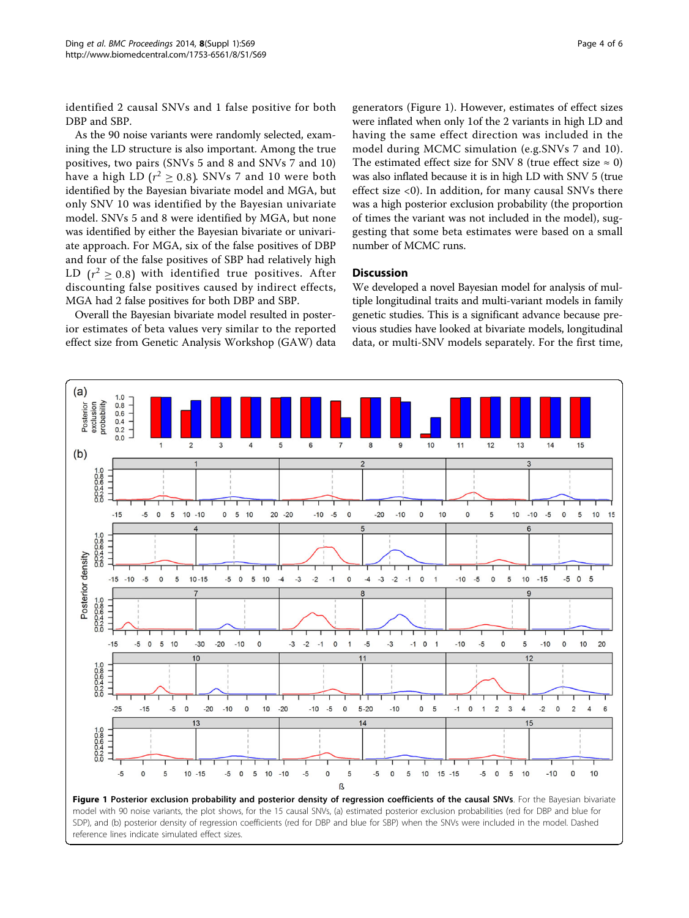identified 2 causal SNVs and 1 false positive for both DBP and SBP.

As the 90 noise variants were randomly selected, examining the LD structure is also important. Among the true positives, two pairs (SNVs 5 and 8 and SNVs 7 and 10) have a high LD ($r^2 \geq 0.8$). SNVs 7 and 10 were both identified by the Bayesian bivariate model and MGA, but only SNV 10 was identified by the Bayesian univariate model. SNVs 5 and 8 were identified by MGA, but none was identified by either the Bayesian bivariate or univariate approach. For MGA, six of the false positives of DBP and four of the false positives of SBP had relatively high LD ($r^2 \geq 0.8$) with identified true positives. After discounting false positives caused by indirect effects, MGA had 2 false positives for both DBP and SBP.

Overall the Bayesian bivariate model resulted in posterior estimates of beta values very similar to the reported effect size from Genetic Analysis Workshop (GAW) data generators (Figure 1). However, estimates of effect sizes were inflated when only 1of the 2 variants in high LD and having the same effect direction was included in the model during MCMC simulation (e.g.SNVs 7 and 10). The estimated effect size for SNV 8 (true effect size ≈ 0) was also inflated because it is in high LD with SNV 5 (true effect size <0). In addition, for many causal SNVs there was a high posterior exclusion probability (the proportion of times the variant was not included in the model), suggesting that some beta estimates were based on a small number of MCMC runs.

## Discussion

We developed a novel Bayesian model for analysis of multiple longitudinal traits and multi-variant models in family genetic studies. This is a significant advance because previous studies have looked at bivariate models, longitudinal data, or multi-SNV models separately. For the first time,

**Figure 1 Posterior exclusion probability and posterior density of regression coefficients of the causal SNVs**. For the Bayesian bivariate model with 90 noise variants, the plot shows, for the 15 causal SNVs, (a) estimated posterior exclusion probabilities (red for DBP and blue for SDP), and (b) posterior density of regression coefficients (red for DBP and blue for SBP) when the SNVs were included in the model. Dashed reference lines indicate simulated effect sizes.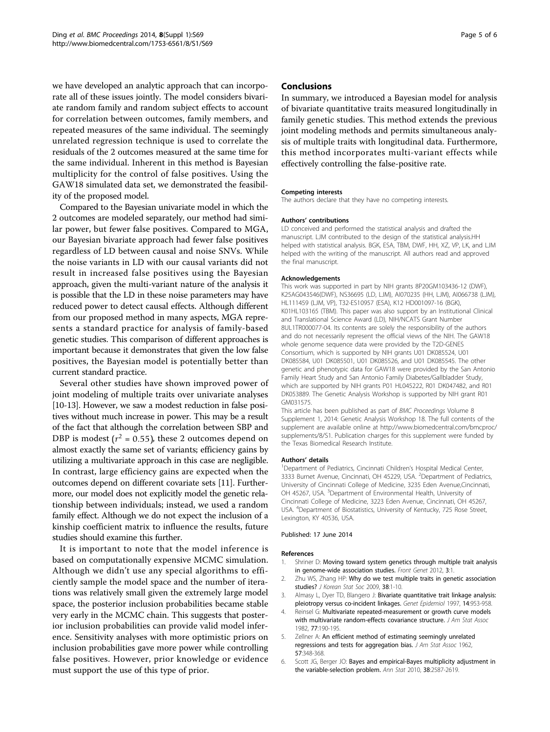we have developed an analytic approach that can incorporate all of these issues jointly. The model considers bivariate random family and random subject effects to account for correlation between outcomes, family members, and repeated measures of the same individual. The seemingly unrelated regression technique is used to correlate the residuals of the 2 outcomes measured at the same time for the same individual. Inherent in this method is Bayesian multiplicity for the control of false positives. Using the GAW18 simulated data set, we demonstrated the feasibility of the proposed model.

Compared to the Bayesian univariate model in which the 2 outcomes are modeled separately, our method had similar power, but fewer false positives. Compared to MGA, our Bayesian bivariate approach had fewer false positives regardless of LD between causal and noise SNVs. While the noise variants in LD with our causal variants did not result in increased false positives using the Bayesian approach, given the multi-variant nature of the analysis it is possible that the LD in these noise parameters may have reduced power to detect causal effects. Although different from our proposed method in many aspects, MGA represents a standard practice for analysis of family-based genetic studies. This comparison of different approaches is important because it demonstrates that given the low false positives, the Bayesian model is potentially better than current standard practice.

Several other studies have shown improved power of joint modeling of multiple traits over univariate analyses [10-13]. However, we saw a modest reduction in false positives without much increase in power. This may be a result of the fact that although the correlation between SBP and DBP is modest ($r^2 = 0.55$), these 2 outcomes depend on almost exactly the same set of variants; efficiency gains by utilizing a multivariate approach in this case are negligible. In contrast, large efficiency gains are expected when the outcomes depend on different covariate sets [11]. Furthermore, our model does not explicitly model the genetic relationship between individuals; instead, we used a random family effect. Although we do not expect the inclusion of a kinship coefficient matrix to influence the results, future studies should examine this further.

It is important to note that the model inference is based on computationally expensive MCMC simulation. Although we didn't use any special algorithms to efficiently sample the model space and the number of iterations was relatively small given the extremely large model space, the posterior inclusion probabilities became stable very early in the MCMC chain. This suggests that posterior inclusion probabilities can provide valid model inference. Sensitivity analyses with more optimistic priors on inclusion probabilities gave more power while controlling false positives. However, prior knowledge or evidence must support the use of this type of prior.

## Conclusions

In summary, we introduced a Bayesian model for analysis of bivariate quantitative traits measured longitudinally in family genetic studies. This method extends the previous joint modeling methods and permits simultaneous analysis of multiple traits with longitudinal data. Furthermore, this method incorporates multi-variant effects while effectively controlling the false-positive rate.

#### Competing interests

The authors declare that they have no competing interests.

#### Authors' contributions

LD conceived and performed the statistical analysis and drafted the manuscript. LJM contributed to the design of the statistical analysis.HH helped with statistical analysis. BGK, ESA, TBM, DWF, HH, XZ, VP, LK, and LJM helped with the writing of the manuscript. All authors read and approved the final manuscript.

#### Acknowledgements

This work was supported in part by NIH grants 8P20GM103436-12 (DWF), K25AG043546(DWF), NS36695 (LD, LJM), AI070235 (HH, LJM), AI066738 (LJM), HL111459 (LJM, VP), T32-ES10957 (ESA), K12 HD001097-16 (BGK), K01HL103165 (TBM). This paper was also support by an Institutional Clinical and Translational Science Award (LD), NIH/NCATS Grant Number 8UL1TR000077-04. Its contents are solely the responsibility of the authors and do not necessarily represent the official views of the NIH. The GAW18 whole genome sequence data were provided by the T2D-GENES Consortium, which is supported by NIH grants U01 DK085524, U01 DK085584, U01 DK085501, U01 DK085526, and U01 DK085545. The other genetic and phenotypic data for GAW18 were provided by the San Antonio Family Heart Study and San Antonio Family Diabetes/Gallbladder Study, which are supported by NIH grants P01 HL045222, R01 DK047482, and R01 DK053889. The Genetic Analysis Workshop is supported by NIH grant R01 GM031575.

This article has been published as part of *BMC Proceedings* Volume 8 Supplement 1, 2014: Genetic Analysis Workshop 18. The full contents of the supplement are available online at http://www.biomedcentral.com/bmcproc/supplements/8/S1. Publication charges for this supplement were funded by the Texas Biomedical Research Institute.

#### Authors' details

[1]Department of Pediatrics, Cincinnati Children's Hospital Medical Center, 3333 Burnet Avenue, Cincinnati, OH 45229, USA. [2]Department of Pediatrics, University of Cincinnati College of Medicine, 3235 Eden Avenue,Cincinnati, OH 45267, USA. [3]Department of Environmental Health, University of Cincinnati College of Medicine, 3223 Eden Avenue, Cincinnati, OH 45267, USA. [4]Department of Biostatistics, University of Kentucky, 725 Rose Street, Lexington, KY 40536, USA.

Published: 17 June 2014

#### References

1. Shriner D: **Moving toward system genetics through multiple trait analysis in genome-wide association studies.** *Front Genet* 2012, **3**:1.
2. Zhu WS, Zhang HP: **Why do we test multiple traits in genetic association studies?** *J Korean Stat Soc* 2009, **38**:1-10.
3. Almasy L, Dyer TD, Blangero J: **Bivariate quantitative trait linkage analysis: pleiotropy versus co-incident linkages.** *Genet Epidemiol* 1997, **14**:953-958.
4. Reinsel G: **Multivariate repeated-measurement or growth curve models with multivariate random-effects covariance structure.** *J Am Stat Assoc* 1982, **77**:190-195.
5. Zellner A: **An efficient method of estimating seemingly unrelated regressions and tests for aggregation bias.** *J Am Stat Assoc* 1962, **57**:348-368.
6. Scott JG, Berger JO: **Bayes and empirical-Bayes multiplicity adjustment in the variable-selection problem.** *Ann Stat* 2010, **38**:2587-2619.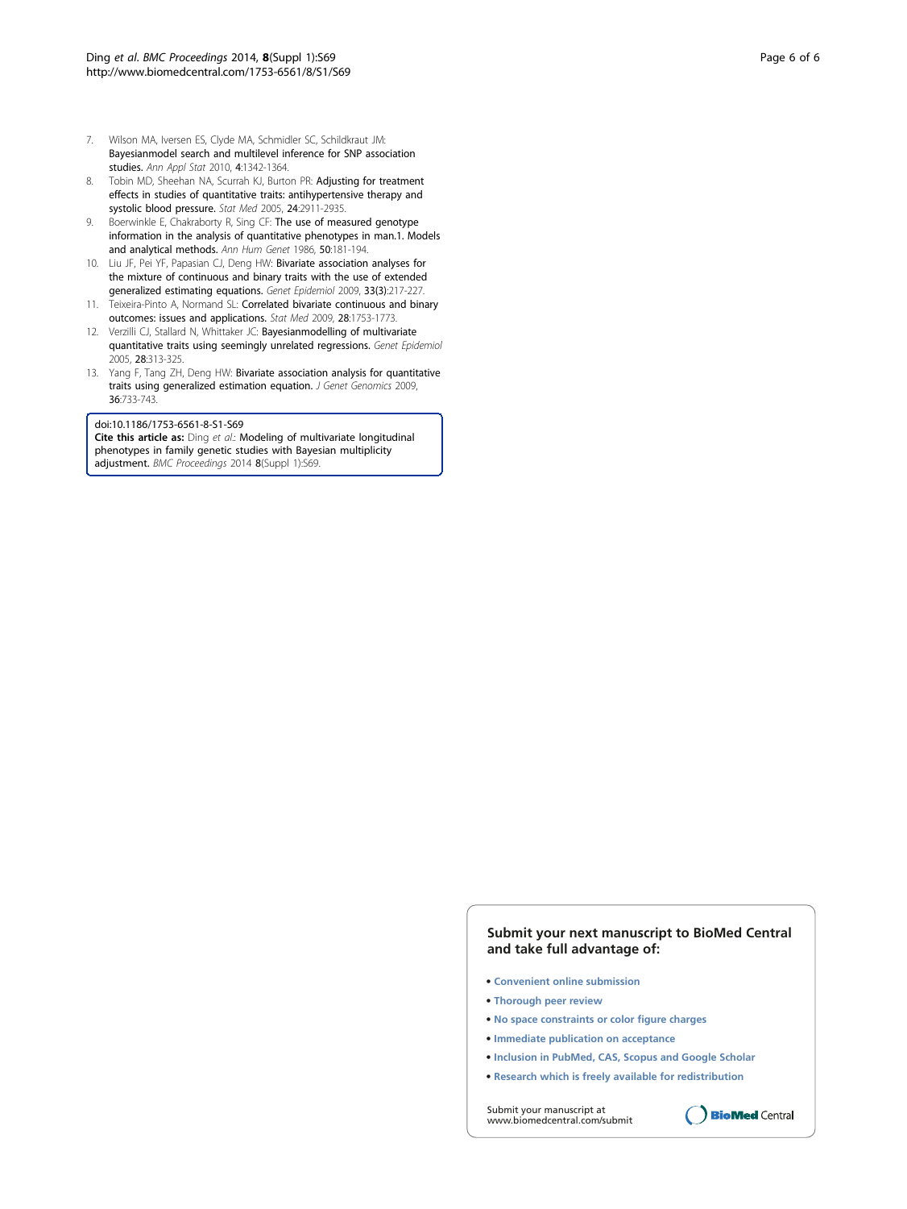7. Wilson MA, Iversen ES, Clyde MA, Schmidler SC, Schildkraut JM: **Bayesianmodel search and multilevel inference for SNP association studies.** *Ann Appl Stat* 2010, **4**:1342-1364.
8. Tobin MD, Sheehan NA, Scurrah KJ, Burton PR: **Adjusting for treatment effects in studies of quantitative traits: antihypertensive therapy and systolic blood pressure.** *Stat Med* 2005, **24**:2911-2935.
9. Boerwinkle E, Chakraborty R, Sing CF: **The use of measured genotype information in the analysis of quantitative phenotypes in man.1. Models and analytical methods.** *Ann Hum Genet* 1986, **50**:181-194.
10. Liu JF, Pei YF, Papasian CJ, Deng HW: **Bivariate association analyses for the mixture of continuous and binary traits with the use of extended generalized estimating equations.** *Genet Epidemiol* 2009, **33(3)**:217-227.
11. Teixeira-Pinto A, Normand SL: **Correlated bivariate continuous and binary outcomes: issues and applications.** *Stat Med* 2009, **28**:1753-1773.
12. Verzilli CJ, Stallard N, Whittaker JC: **Bayesianmodelling of multivariate quantitative traits using seemingly unrelated regressions.** *Genet Epidemiol* 2005, **28**:313-325.
13. Yang F, Tang ZH, Deng HW: **Bivariate association analysis for quantitative traits using generalized estimation equation.** *J Genet Genomics* 2009, **36**:733-743.

doi:10.1186/1753-6561-8-S1-S69

**Cite this article as:** Ding *et al.*: Modeling of multivariate longitudinal phenotypes in family genetic studies with Bayesian multiplicity adjustment. *BMC Proceedings* 2014 **8**(Suppl 1):S69.

**Submit your next manuscript to BioMed Central and take full advantage of:**

- Convenient online submission
- Thorough peer review
- No space constraints or color figure charges
- Immediate publication on acceptance
- Inclusion in PubMed, CAS, Scopus and Google Scholar
- Research which is freely available for redistribution

Submit your manuscript at www.biomedcentral.com/submit

BioMed Central